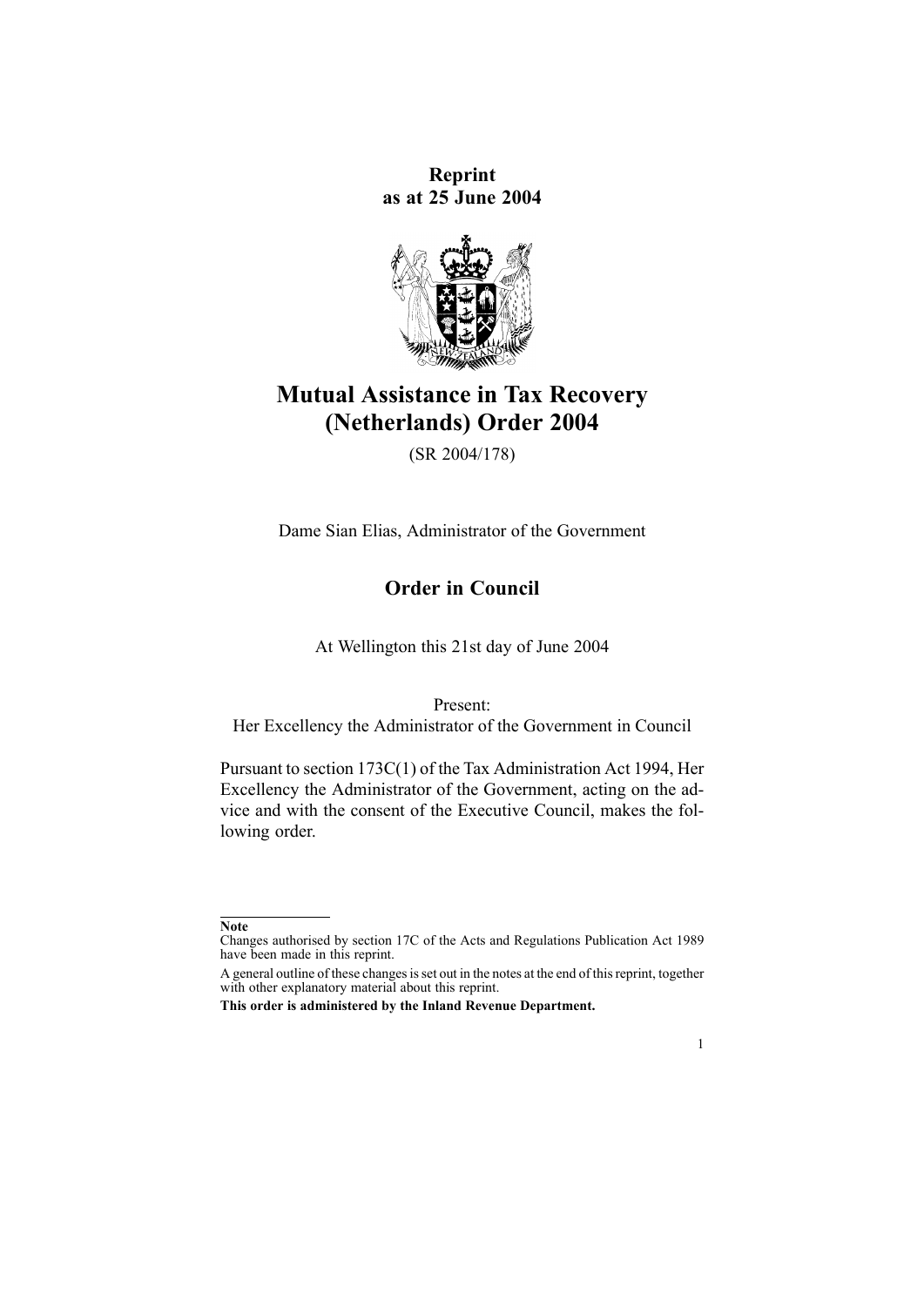**Reprint**
**as at 25 June 2004**

# Mutual Assistance in Tax Recovery (Netherlands) Order 2004

(SR 2004/178)

Dame Sian Elias, Administrator of the Government

## Order in Council

At Wellington this 21st day of June 2004

Present:
Her Excellency the Administrator of the Government in Council

Pursuant to section 173C(1) of the Tax Administration Act 1994, Her Excellency the Administrator of the Government, acting on the advice and with the consent of the Executive Council, makes the following order.

---

**Note**

Changes authorised by section 17C of the Acts and Regulations Publication Act 1989 have been made in this reprint.

A general outline of these changes is set out in the notes at the end of this reprint, together with other explanatory material about this reprint.

**This order is administered by the Inland Revenue Department.**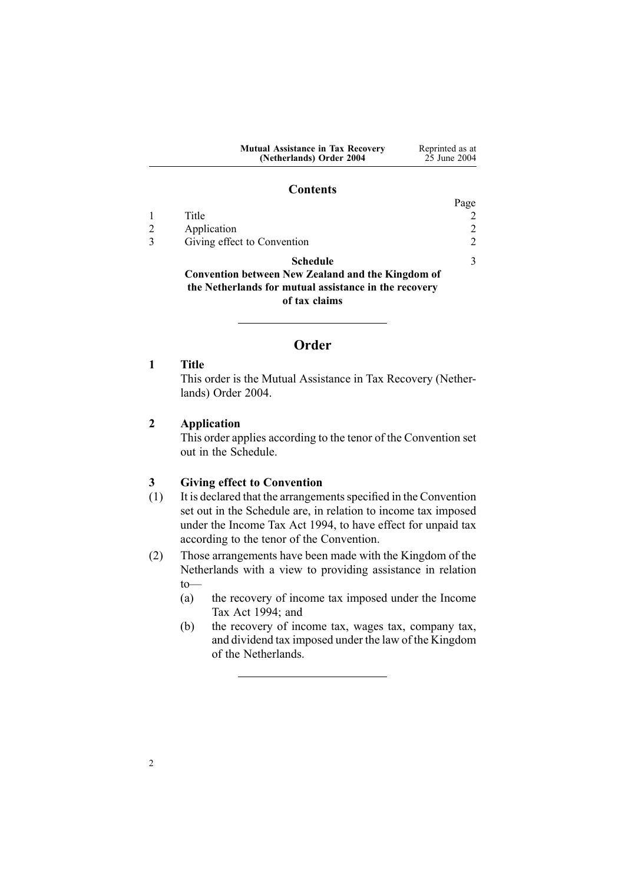## Contents

| | | Page |
|---|---|---|
| 1 | Title | 2 |
| 2 | Application | 2 |
| 3 | Giving effect to Convention | 2 |
| | **Schedule** **Convention between New Zealand and the Kingdom of the Netherlands for mutual assistance in the recovery of tax claims** | 3 |

---

# Order

### 1 Title

This order is the Mutual Assistance in Tax Recovery (Netherlands) Order 2004.

### 2 Application

This order applies according to the tenor of the Convention set out in the Schedule.

### 3 Giving effect to Convention

(1) It is declared that the arrangements specified in the Convention set out in the Schedule are, in relation to income tax imposed under the Income Tax Act 1994, to have effect for unpaid tax according to the tenor of the Convention.

(2) Those arrangements have been made with the Kingdom of the Netherlands with a view to providing assistance in relation to—

- (a) the recovery of income tax imposed under the Income Tax Act 1994; and
- (b) the recovery of income tax, wages tax, company tax, and dividend tax imposed under the law of the Kingdom of the Netherlands.

---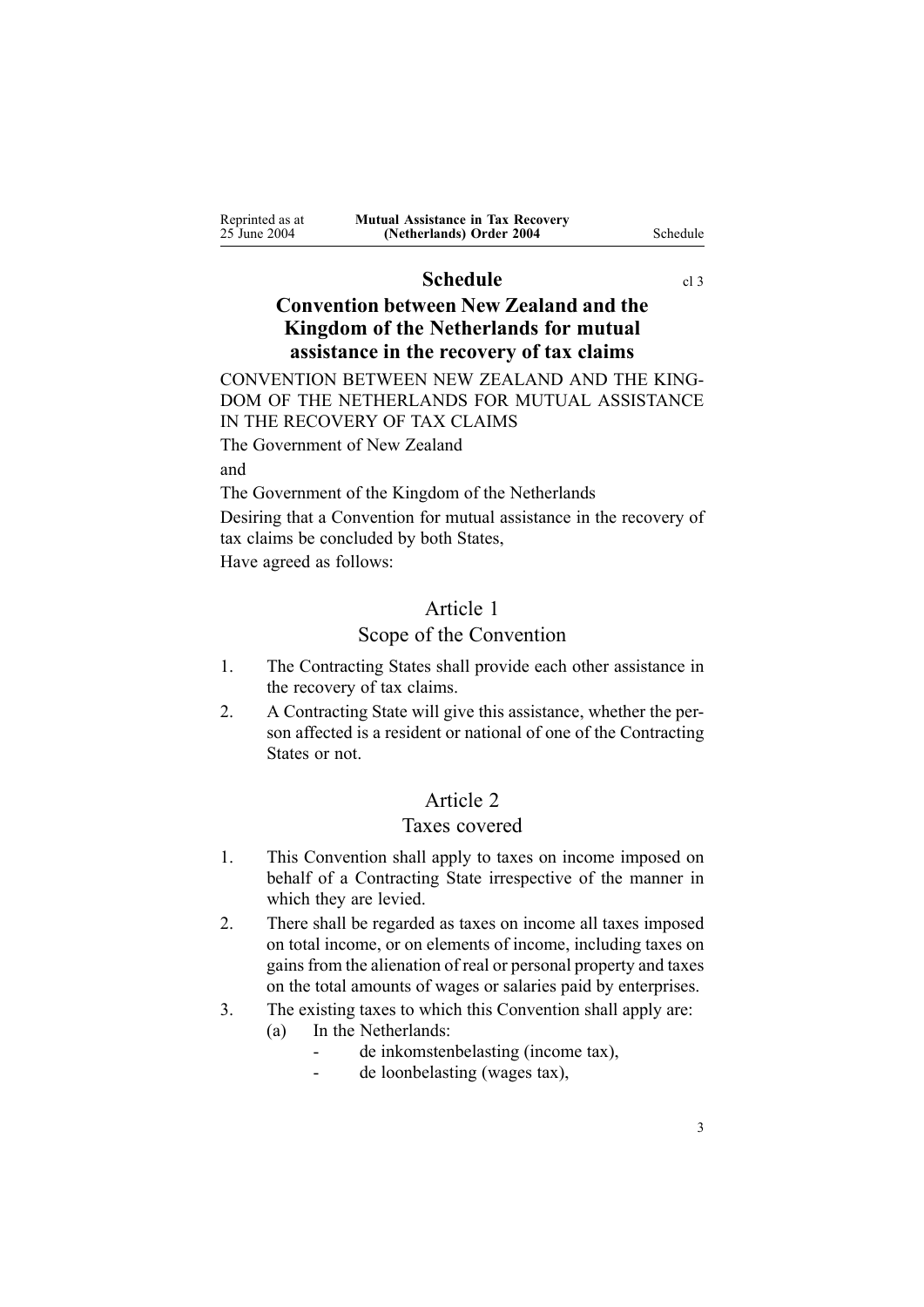# Schedule

cl 3

## Convention between New Zealand and the Kingdom of the Netherlands for mutual assistance in the recovery of tax claims

CONVENTION BETWEEN NEW ZEALAND AND THE KINGDOM OF THE NETHERLANDS FOR MUTUAL ASSISTANCE IN THE RECOVERY OF TAX CLAIMS

The Government of New Zealand

and

The Government of the Kingdom of the Netherlands

Desiring that a Convention for mutual assistance in the recovery of tax claims be concluded by both States,

Have agreed as follows:

### Article 1

### Scope of the Convention

1. The Contracting States shall provide each other assistance in the recovery of tax claims.
2. A Contracting State will give this assistance, whether the person affected is a resident or national of one of the Contracting States or not.

### Article 2

### Taxes covered

1. This Convention shall apply to taxes on income imposed on behalf of a Contracting State irrespective of the manner in which they are levied.
2. There shall be regarded as taxes on income all taxes imposed on total income, or on elements of income, including taxes on gains from the alienation of real or personal property and taxes on the total amounts of wages or salaries paid by enterprises.
3. The existing taxes to which this Convention shall apply are:
   (a) In the Netherlands:
      - de inkomstenbelasting (income tax),
      - de loonbelasting (wages tax),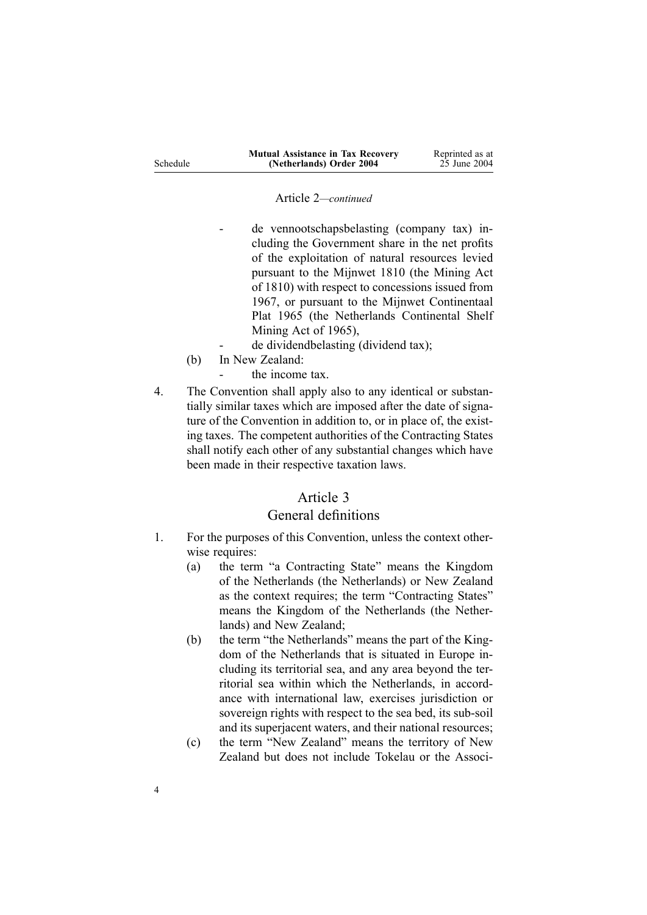Article 2—*continued*

- de vennootschapsbelasting (company tax) including the Government share in the net profits of the exploitation of natural resources levied pursuant to the Mijnwet 1810 (the Mining Act of 1810) with respect to concessions issued from 1967, or pursuant to the Mijnwet Continentaal Plat 1965 (the Netherlands Continental Shelf Mining Act of 1965),
- de dividendbelasting (dividend tax);

(b) In New Zealand:

- the income tax.

4. The Convention shall apply also to any identical or substantially similar taxes which are imposed after the date of signature of the Convention in addition to, or in place of, the existing taxes. The competent authorities of the Contracting States shall notify each other of any substantial changes which have been made in their respective taxation laws.

## Article 3
## General definitions

1. For the purposes of this Convention, unless the context otherwise requires:
   (a) the term "a Contracting State" means the Kingdom of the Netherlands (the Netherlands) or New Zealand as the context requires; the term "Contracting States" means the Kingdom of the Netherlands (the Netherlands) and New Zealand;
   (b) the term "the Netherlands" means the part of the Kingdom of the Netherlands that is situated in Europe including its territorial sea, and any area beyond the territorial sea within which the Netherlands, in accordance with international law, exercises jurisdiction or sovereign rights with respect to the sea bed, its sub-soil and its superjacent waters, and their national resources;
   (c) the term "New Zealand" means the territory of New Zealand but does not include Tokelau or the Associ-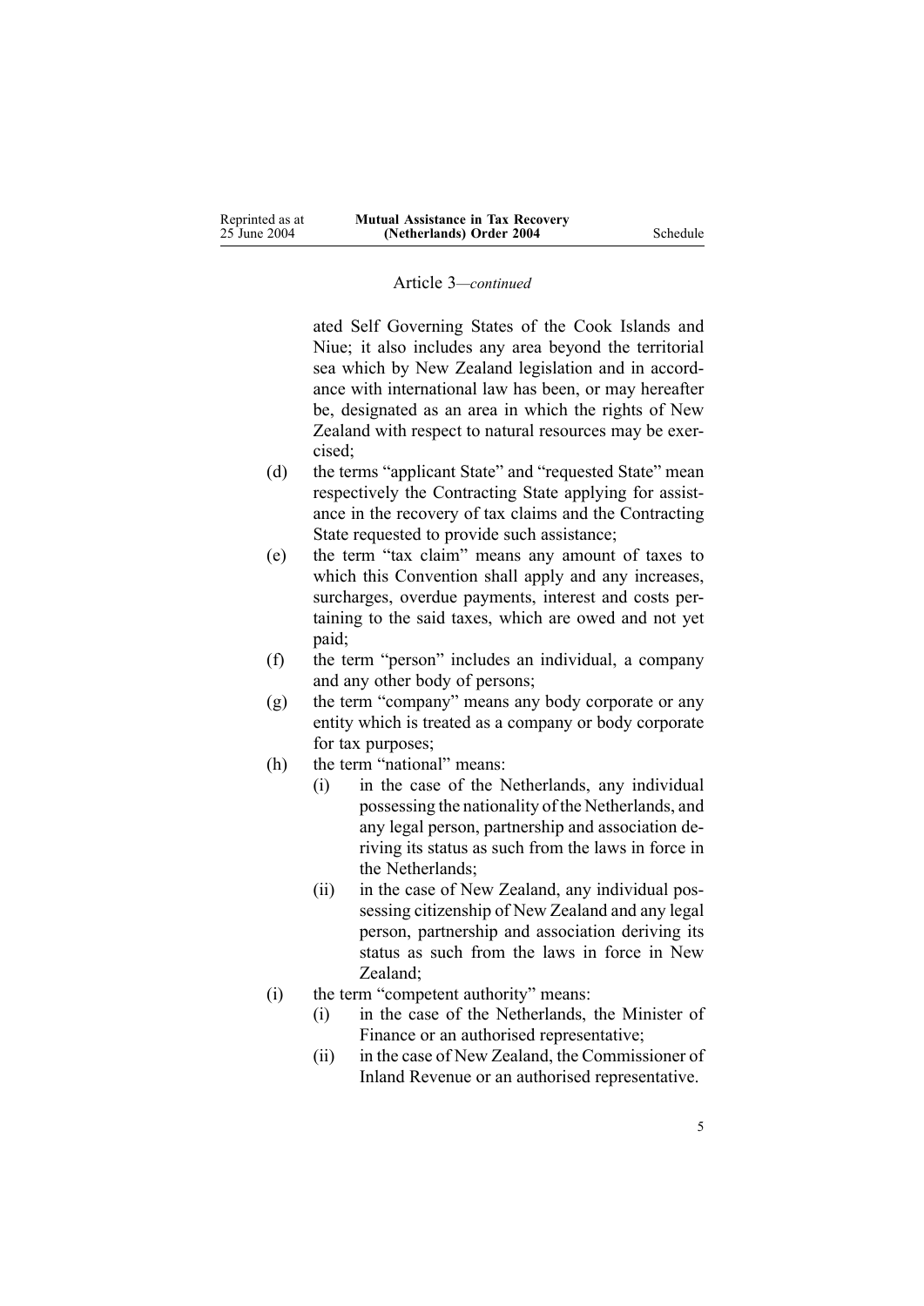Article 3—*continued*

ated Self Governing States of the Cook Islands and Niue; it also includes any area beyond the territorial sea which by New Zealand legislation and in accordance with international law has been, or may hereafter be, designated as an area in which the rights of New Zealand with respect to natural resources may be exercised;

(d) the terms "applicant State" and "requested State" mean respectively the Contracting State applying for assistance in the recovery of tax claims and the Contracting State requested to provide such assistance;

(e) the term "tax claim" means any amount of taxes to which this Convention shall apply and any increases, surcharges, overdue payments, interest and costs pertaining to the said taxes, which are owed and not yet paid;

(f) the term "person" includes an individual, a company and any other body of persons;

(g) the term "company" means any body corporate or any entity which is treated as a company or body corporate for tax purposes;

(h) the term "national" means:

- (i) in the case of the Netherlands, any individual possessing the nationality of the Netherlands, and any legal person, partnership and association deriving its status as such from the laws in force in the Netherlands;
- (ii) in the case of New Zealand, any individual possessing citizenship of New Zealand and any legal person, partnership and association deriving its status as such from the laws in force in New Zealand;

(i) the term "competent authority" means:

- (i) in the case of the Netherlands, the Minister of Finance or an authorised representative;
- (ii) in the case of New Zealand, the Commissioner of Inland Revenue or an authorised representative.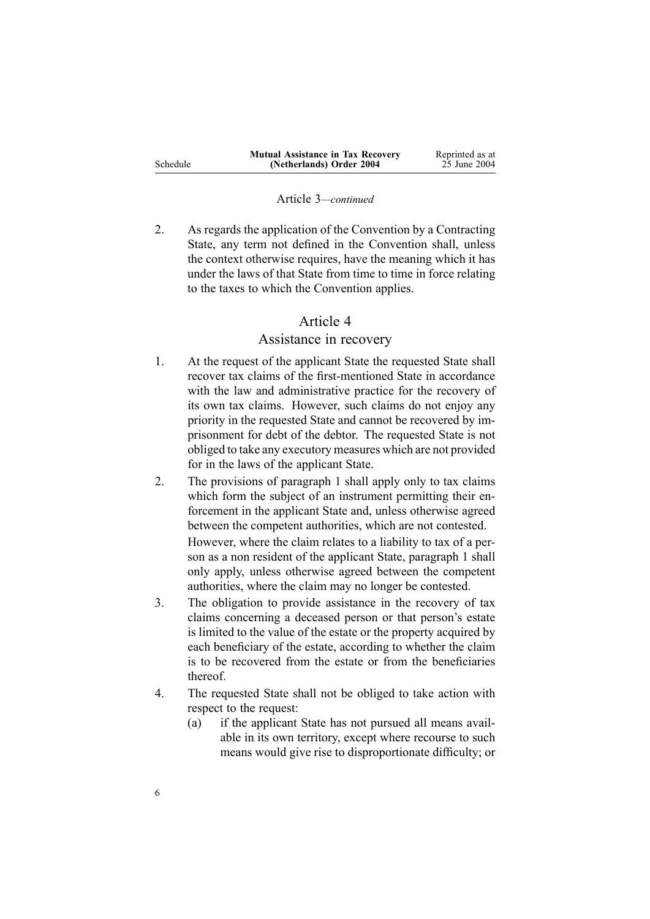Article 3—*continued*

2. As regards the application of the Convention by a Contracting State, any term not defined in the Convention shall, unless the context otherwise requires, have the meaning which it has under the laws of that State from time to time in force relating to the taxes to which the Convention applies.

## Article 4
## Assistance in recovery

1. At the request of the applicant State the requested State shall recover tax claims of the first-mentioned State in accordance with the law and administrative practice for the recovery of its own tax claims. However, such claims do not enjoy any priority in the requested State and cannot be recovered by imprisonment for debt of the debtor. The requested State is not obliged to take any executory measures which are not provided for in the laws of the applicant State.

2. The provisions of paragraph 1 shall apply only to tax claims which form the subject of an instrument permitting their enforcement in the applicant State and, unless otherwise agreed between the competent authorities, which are not contested.

   However, where the claim relates to a liability to tax of a person as a non resident of the applicant State, paragraph 1 shall only apply, unless otherwise agreed between the competent authorities, where the claim may no longer be contested.

3. The obligation to provide assistance in the recovery of tax claims concerning a deceased person or that person's estate is limited to the value of the estate or the property acquired by each beneficiary of the estate, according to whether the claim is to be recovered from the estate or from the beneficiaries thereof.

4. The requested State shall not be obliged to take action with respect to the request:
   (a) if the applicant State has not pursued all means available in its own territory, except where recourse to such means would give rise to disproportionate difficulty; or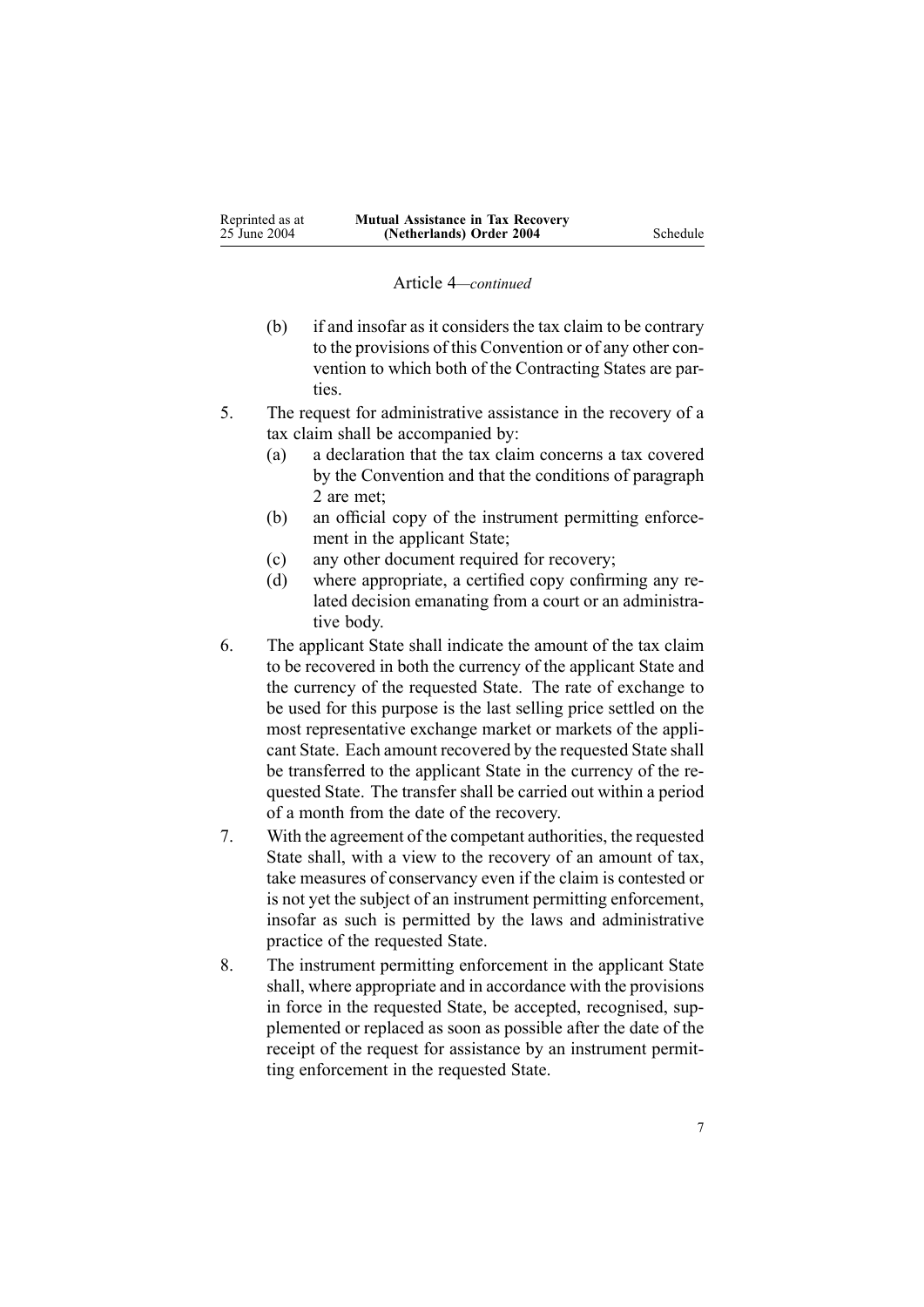Article 4—*continued*

(b) if and insofar as it considers the tax claim to be contrary to the provisions of this Convention or of any other convention to which both of the Contracting States are parties.

5. The request for administrative assistance in the recovery of a tax claim shall be accompanied by:
   (a) a declaration that the tax claim concerns a tax covered by the Convention and that the conditions of paragraph 2 are met;
   (b) an official copy of the instrument permitting enforcement in the applicant State;
   (c) any other document required for recovery;
   (d) where appropriate, a certified copy confirming any related decision emanating from a court or an administrative body.

6. The applicant State shall indicate the amount of the tax claim to be recovered in both the currency of the applicant State and the currency of the requested State. The rate of exchange to be used for this purpose is the last selling price settled on the most representative exchange market or markets of the applicant State. Each amount recovered by the requested State shall be transferred to the applicant State in the currency of the requested State. The transfer shall be carried out within a period of a month from the date of the recovery.

7. With the agreement of the competant authorities, the requested State shall, with a view to the recovery of an amount of tax, take measures of conservancy even if the claim is contested or is not yet the subject of an instrument permitting enforcement, insofar as such is permitted by the laws and administrative practice of the requested State.

8. The instrument permitting enforcement in the applicant State shall, where appropriate and in accordance with the provisions in force in the requested State, be accepted, recognised, supplemented or replaced as soon as possible after the date of the receipt of the request for assistance by an instrument permitting enforcement in the requested State.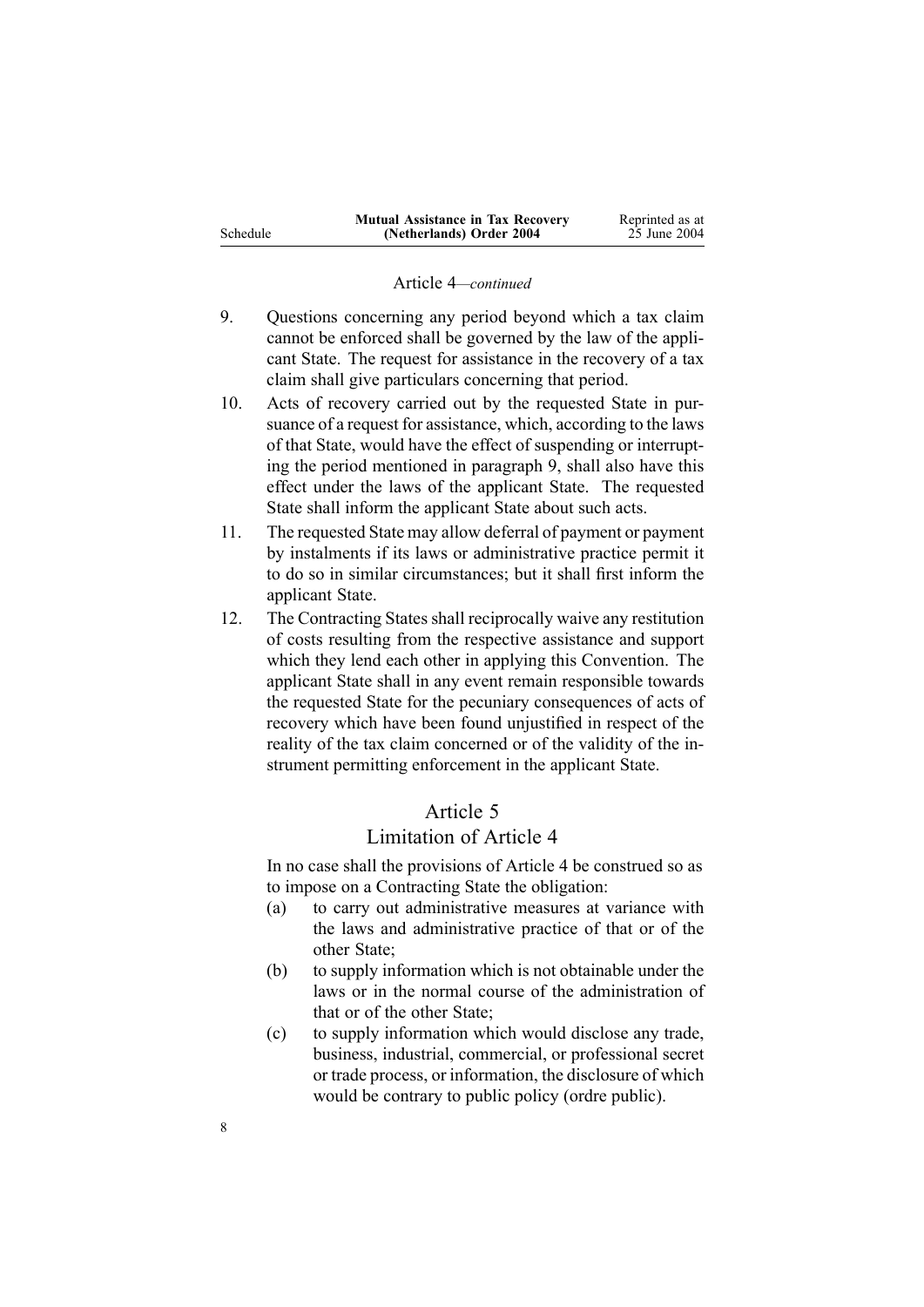Article 4—*continued*

9. Questions concerning any period beyond which a tax claim cannot be enforced shall be governed by the law of the applicant State. The request for assistance in the recovery of a tax claim shall give particulars concerning that period.
10. Acts of recovery carried out by the requested State in pursuance of a request for assistance, which, according to the laws of that State, would have the effect of suspending or interrupting the period mentioned in paragraph 9, shall also have this effect under the laws of the applicant State. The requested State shall inform the applicant State about such acts.
11. The requested State may allow deferral of payment or payment by instalments if its laws or administrative practice permit it to do so in similar circumstances; but it shall first inform the applicant State.
12. The Contracting States shall reciprocally waive any restitution of costs resulting from the respective assistance and support which they lend each other in applying this Convention. The applicant State shall in any event remain responsible towards the requested State for the pecuniary consequences of acts of recovery which have been found unjustified in respect of the reality of the tax claim concerned or of the validity of the instrument permitting enforcement in the applicant State.

## Article 5
## Limitation of Article 4

In no case shall the provisions of Article 4 be construed so as to impose on a Contracting State the obligation:

(a) to carry out administrative measures at variance with the laws and administrative practice of that or of the other State;

(b) to supply information which is not obtainable under the laws or in the normal course of the administration of that or of the other State;

(c) to supply information which would disclose any trade, business, industrial, commercial, or professional secret or trade process, or information, the disclosure of which would be contrary to public policy (ordre public).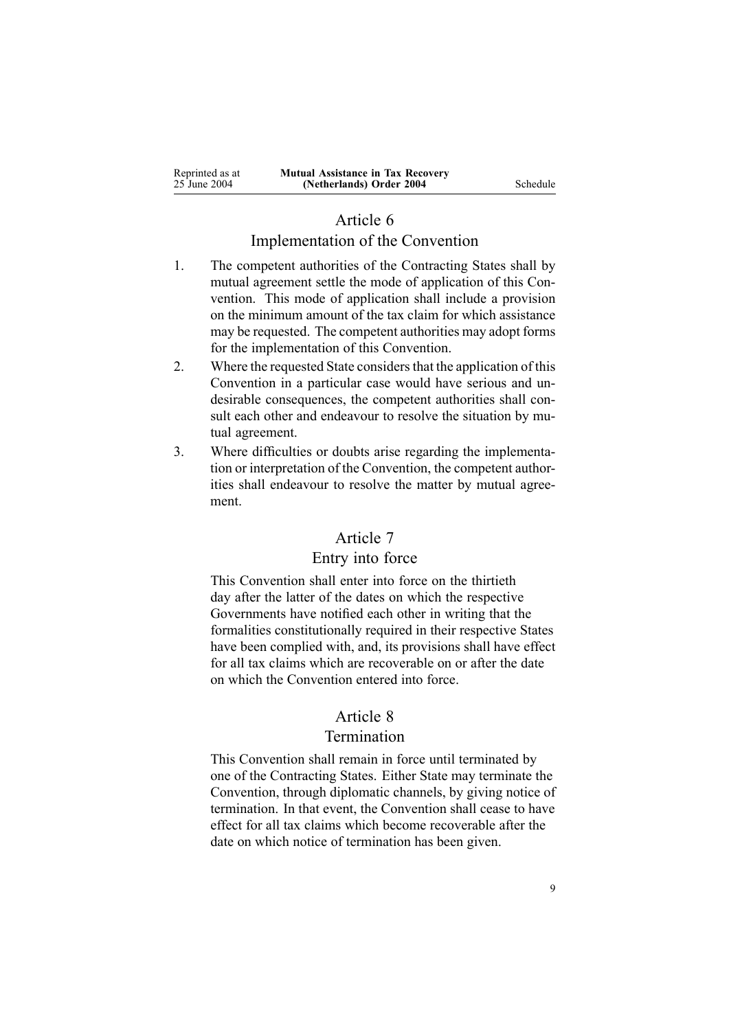## Article 6

### Implementation of the Convention

1. The competent authorities of the Contracting States shall by mutual agreement settle the mode of application of this Convention. This mode of application shall include a provision on the minimum amount of the tax claim for which assistance may be requested. The competent authorities may adopt forms for the implementation of this Convention.
2. Where the requested State considers that the application of this Convention in a particular case would have serious and undesirable consequences, the competent authorities shall consult each other and endeavour to resolve the situation by mutual agreement.
3. Where difficulties or doubts arise regarding the implementation or interpretation of the Convention, the competent authorities shall endeavour to resolve the matter by mutual agreement.

## Article 7

### Entry into force

This Convention shall enter into force on the thirtieth day after the latter of the dates on which the respective Governments have notified each other in writing that the formalities constitutionally required in their respective States have been complied with, and, its provisions shall have effect for all tax claims which are recoverable on or after the date on which the Convention entered into force.

## Article 8

### Termination

This Convention shall remain in force until terminated by one of the Contracting States. Either State may terminate the Convention, through diplomatic channels, by giving notice of termination. In that event, the Convention shall cease to have effect for all tax claims which become recoverable after the date on which notice of termination has been given.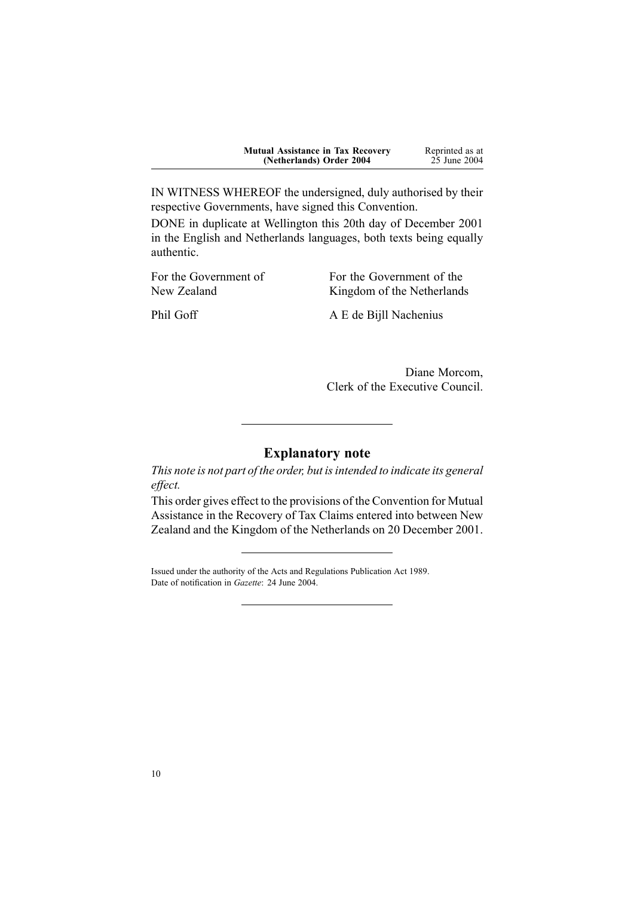IN WITNESS WHEREOF the undersigned, duly authorised by their respective Governments, have signed this Convention.

DONE in duplicate at Wellington this 20th day of December 2001 in the English and Netherlands languages, both texts being equally authentic.

| For the Government of New Zealand | For the Government of the Kingdom of the Netherlands |
| --- | --- |
| Phil Goff | A E de Bijll Nachenius |

Diane Morcom,
Clerk of the Executive Council.

## Explanatory note

*This note is not part of the order, but is intended to indicate its general effect.*

This order gives effect to the provisions of the Convention for Mutual Assistance in the Recovery of Tax Claims entered into between New Zealand and the Kingdom of the Netherlands on 20 December 2001.

Issued under the authority of the Acts and Regulations Publication Act 1989.
Date of notification in *Gazette*: 24 June 2004.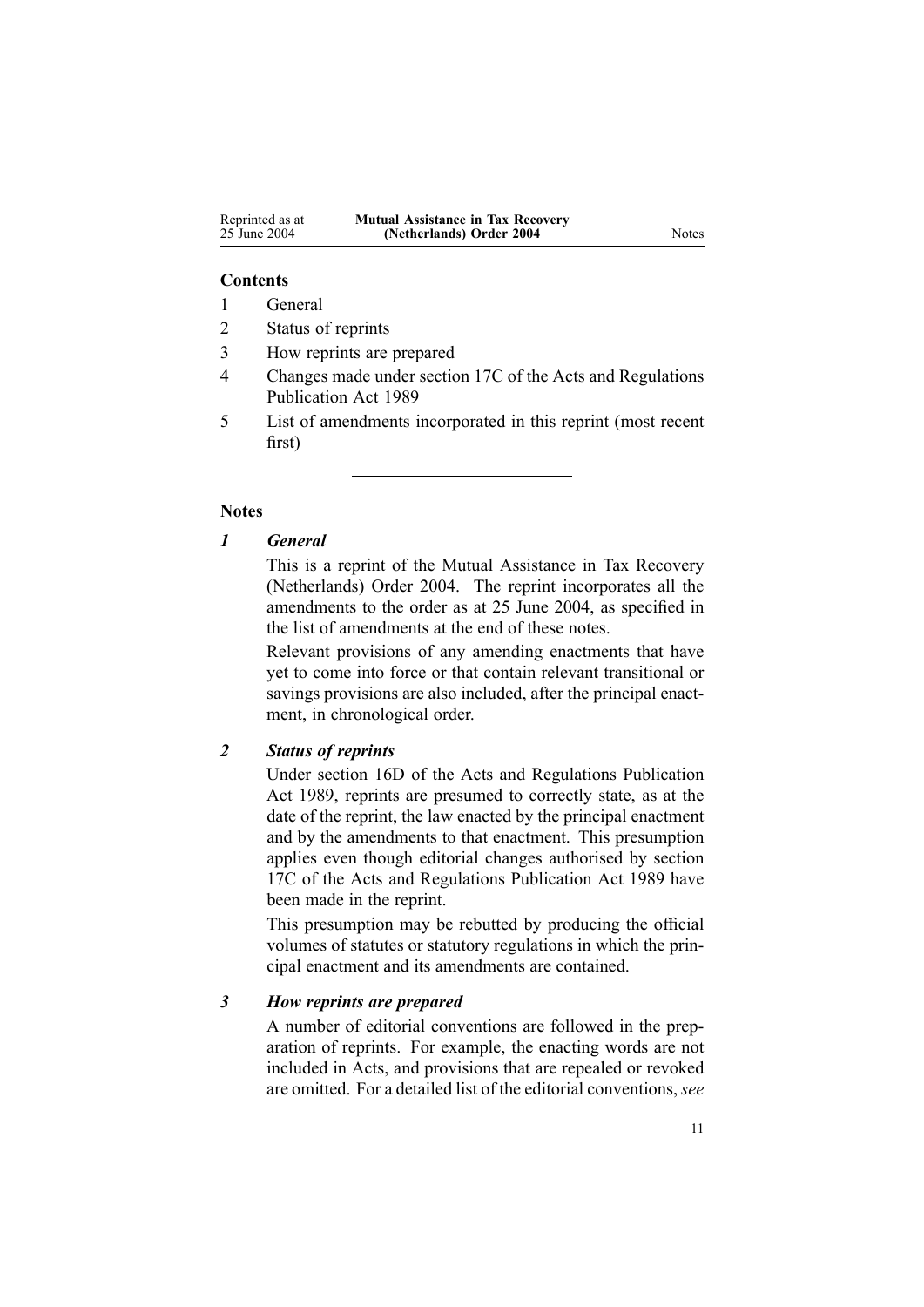**Contents**

1. General
2. Status of reprints
3. How reprints are prepared
4. Changes made under section 17C of the Acts and Regulations Publication Act 1989
5. List of amendments incorporated in this reprint (most recent first)

---

**Notes**

### *1 General*

This is a reprint of the Mutual Assistance in Tax Recovery (Netherlands) Order 2004. The reprint incorporates all the amendments to the order as at 25 June 2004, as specified in the list of amendments at the end of these notes.

Relevant provisions of any amending enactments that have yet to come into force or that contain relevant transitional or savings provisions are also included, after the principal enactment, in chronological order.

### *2 Status of reprints*

Under section 16D of the Acts and Regulations Publication Act 1989, reprints are presumed to correctly state, as at the date of the reprint, the law enacted by the principal enactment and by the amendments to that enactment. This presumption applies even though editorial changes authorised by section 17C of the Acts and Regulations Publication Act 1989 have been made in the reprint.

This presumption may be rebutted by producing the official volumes of statutes or statutory regulations in which the principal enactment and its amendments are contained.

### *3 How reprints are prepared*

A number of editorial conventions are followed in the preparation of reprints. For example, the enacting words are not included in Acts, and provisions that are repealed or revoked are omitted. For a detailed list of the editorial conventions, *see*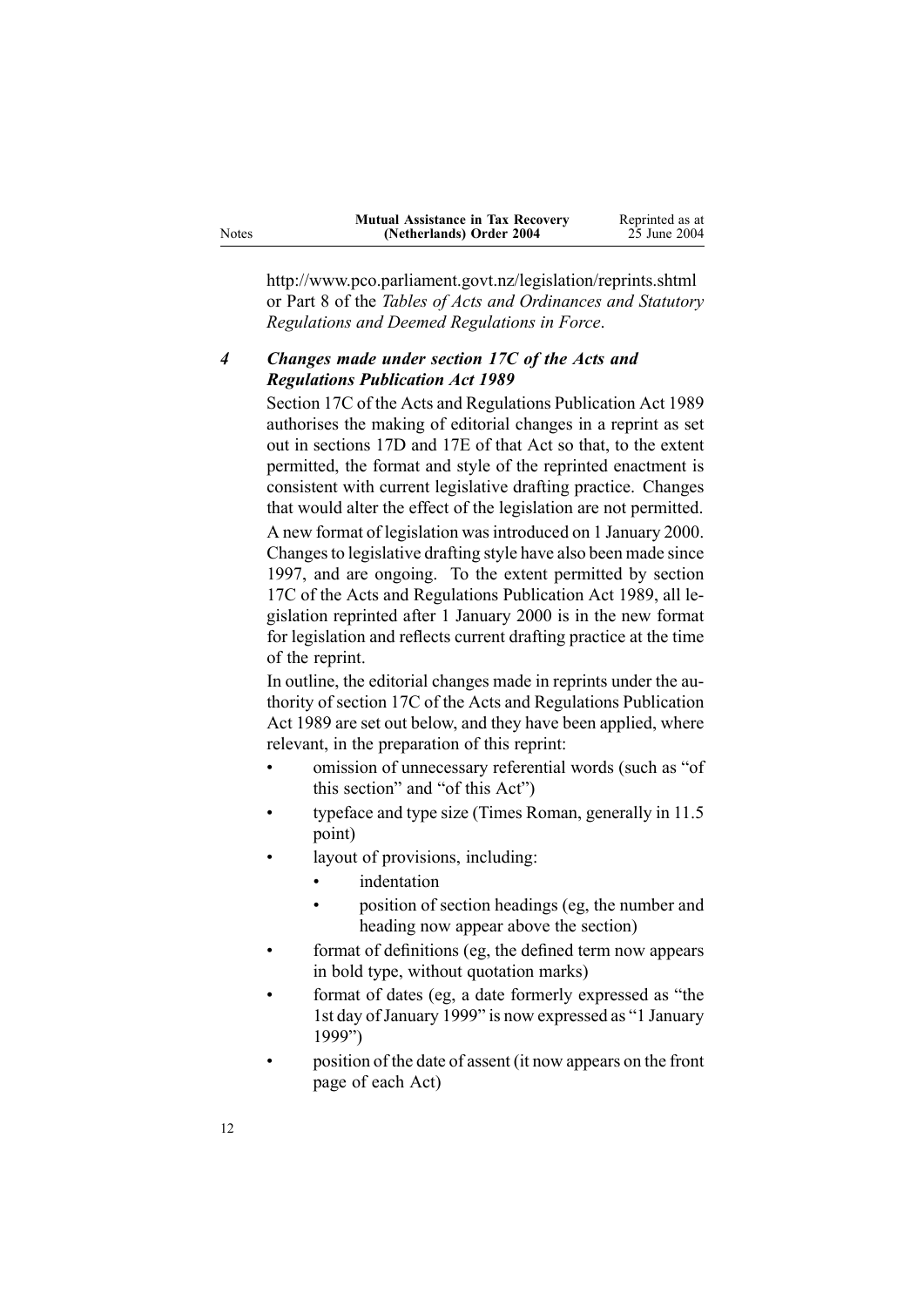http://www.pco.parliament.govt.nz/legislation/reprints.shtml or Part 8 of the *Tables of Acts and Ordinances and Statutory Regulations and Deemed Regulations in Force*.

### *4 Changes made under section 17C of the Acts and Regulations Publication Act 1989*

Section 17C of the Acts and Regulations Publication Act 1989 authorises the making of editorial changes in a reprint as set out in sections 17D and 17E of that Act so that, to the extent permitted, the format and style of the reprinted enactment is consistent with current legislative drafting practice. Changes that would alter the effect of the legislation are not permitted.

A new format of legislation was introduced on 1 January 2000. Changes to legislative drafting style have also been made since 1997, and are ongoing. To the extent permitted by section 17C of the Acts and Regulations Publication Act 1989, all legislation reprinted after 1 January 2000 is in the new format for legislation and reflects current drafting practice at the time of the reprint.

In outline, the editorial changes made in reprints under the authority of section 17C of the Acts and Regulations Publication Act 1989 are set out below, and they have been applied, where relevant, in the preparation of this reprint:

- omission of unnecessary referential words (such as "of this section" and "of this Act")
- typeface and type size (Times Roman, generally in 11.5 point)
- layout of provisions, including:
  - indentation
  - position of section headings (eg, the number and heading now appear above the section)
- format of definitions (eg, the defined term now appears in bold type, without quotation marks)
- format of dates (eg, a date formerly expressed as "the 1st day of January 1999" is now expressed as "1 January 1999")
- position of the date of assent (it now appears on the front page of each Act)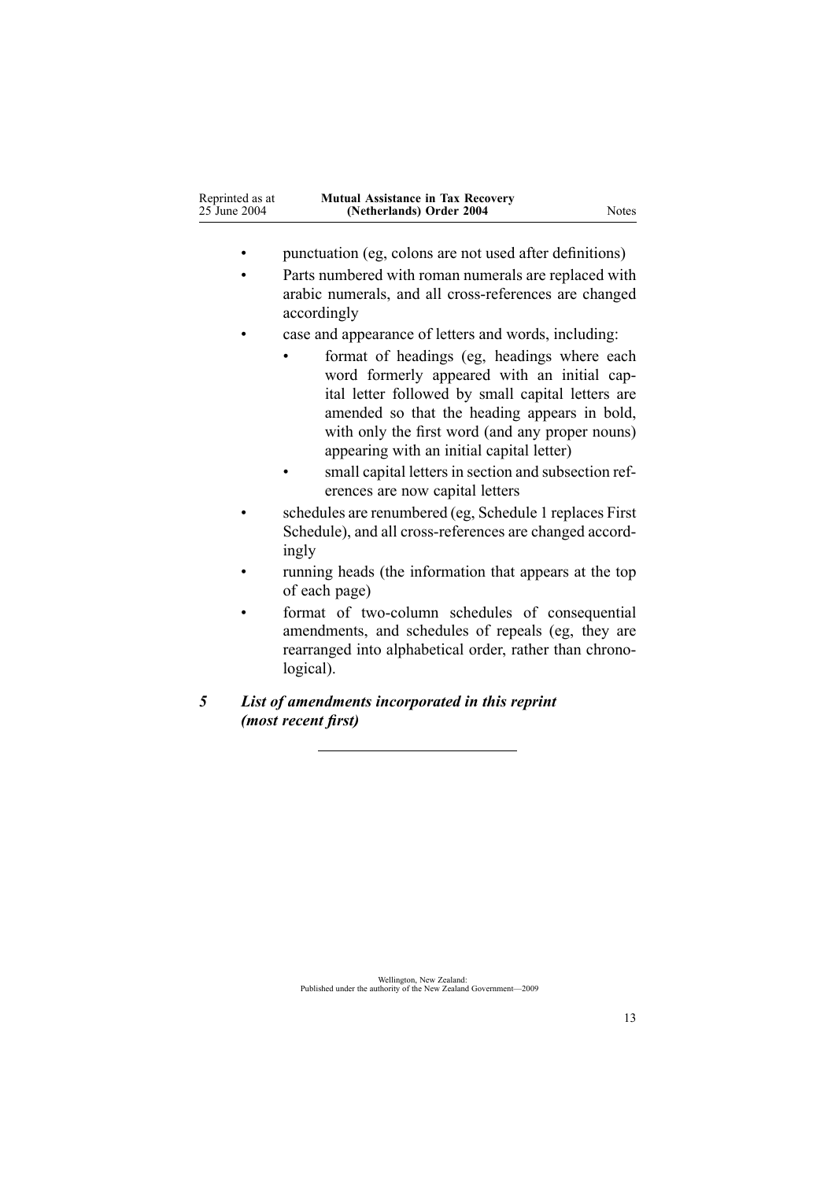- punctuation (eg, colons are not used after definitions)
- Parts numbered with roman numerals are replaced with arabic numerals, and all cross-references are changed accordingly
- case and appearance of letters and words, including:
  - format of headings (eg, headings where each word formerly appeared with an initial capital letter followed by small capital letters are amended so that the heading appears in bold, with only the first word (and any proper nouns) appearing with an initial capital letter)
  - small capital letters in section and subsection references are now capital letters
- schedules are renumbered (eg, Schedule 1 replaces First Schedule), and all cross-references are changed accordingly
- running heads (the information that appears at the top of each page)
- format of two-column schedules of consequential amendments, and schedules of repeals (eg, they are rearranged into alphabetical order, rather than chronological).

### *5 List of amendments incorporated in this reprint (most recent first)*

---

Wellington, New Zealand:
Published under the authority of the New Zealand Government—2009